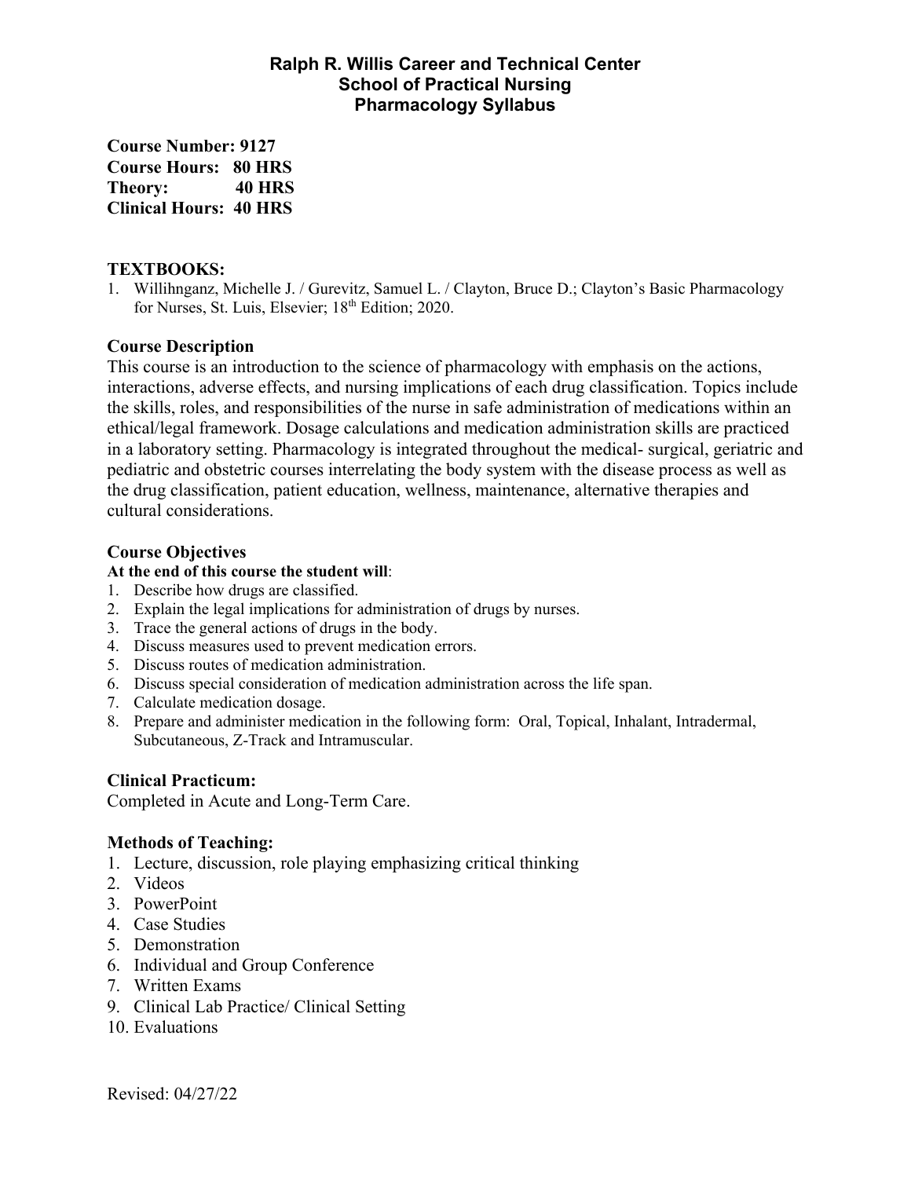# Ralph R. Willis Career and Technical Center
## School of Practical Nursing
## Pharmacology Syllabus

**Course Number: 9127**
**Course Hours: 80 HRS**
**Theory: 40 HRS**
**Clinical Hours: 40 HRS**

### TEXTBOOKS:

1. Willihnganz, Michelle J. / Gurevitz, Samuel L. / Clayton, Bruce D.; Clayton's Basic Pharmacology for Nurses, St. Luis, Elsevier; 18th Edition; 2020.

### Course Description

This course is an introduction to the science of pharmacology with emphasis on the actions, interactions, adverse effects, and nursing implications of each drug classification. Topics include the skills, roles, and responsibilities of the nurse in safe administration of medications within an ethical/legal framework. Dosage calculations and medication administration skills are practiced in a laboratory setting. Pharmacology is integrated throughout the medical- surgical, geriatric and pediatric and obstetric courses interrelating the body system with the disease process as well as the drug classification, patient education, wellness, maintenance, alternative therapies and cultural considerations.

### Course Objectives

**At the end of this course the student will**:

1. Describe how drugs are classified.
2. Explain the legal implications for administration of drugs by nurses.
3. Trace the general actions of drugs in the body.
4. Discuss measures used to prevent medication errors.
5. Discuss routes of medication administration.
6. Discuss special consideration of medication administration across the life span.
7. Calculate medication dosage.
8. Prepare and administer medication in the following form: Oral, Topical, Inhalant, Intradermal, Subcutaneous, Z-Track and Intramuscular.

### Clinical Practicum:

Completed in Acute and Long-Term Care.

### Methods of Teaching:

1. Lecture, discussion, role playing emphasizing critical thinking
2. Videos
3. PowerPoint
4. Case Studies
5. Demonstration
6. Individual and Group Conference
7. Written Exams

9. Clinical Lab Practice/ Clinical Setting
10. Evaluations

Revised: 04/27/22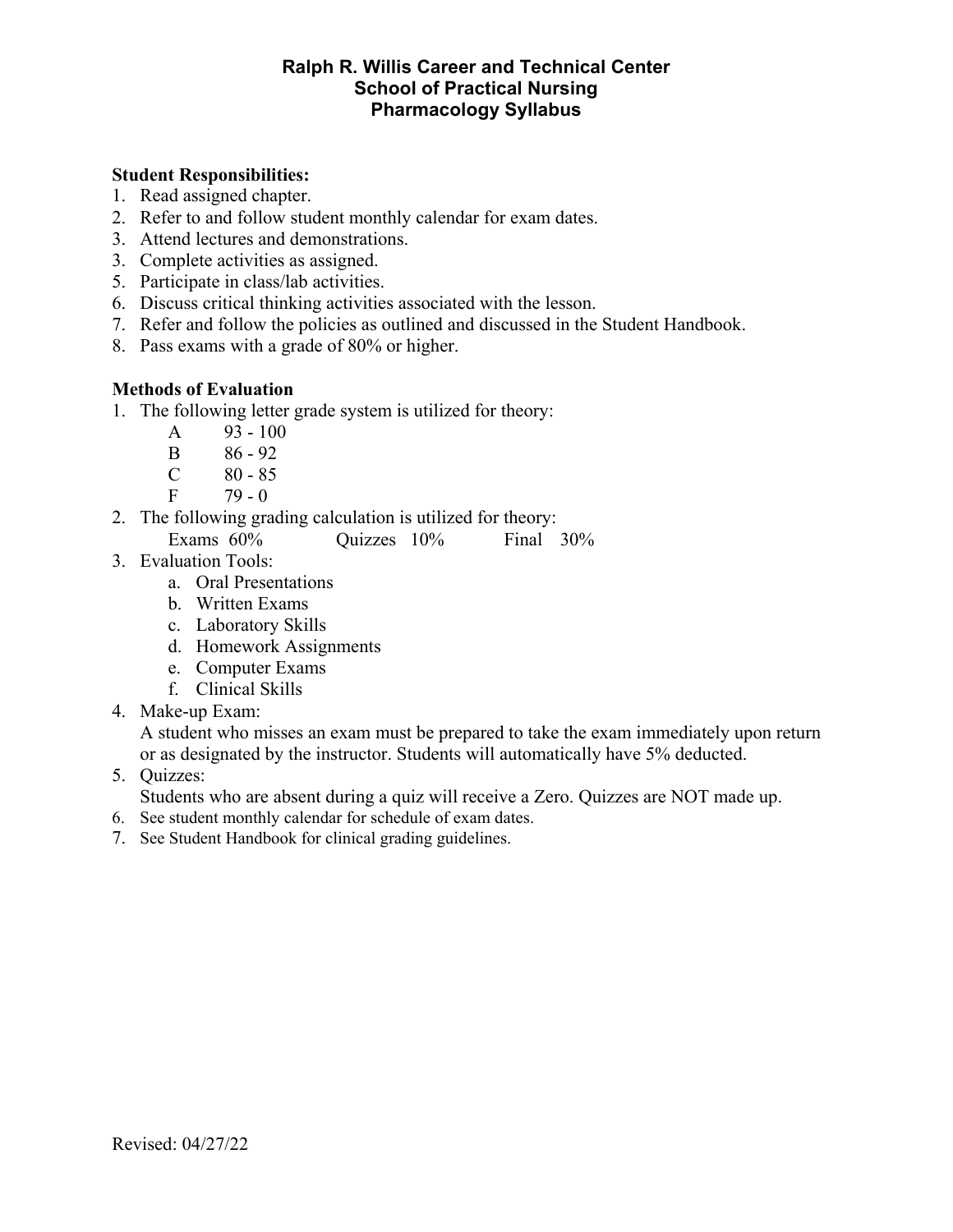# Ralph R. Willis Career and Technical Center
## School of Practical Nursing
## Pharmacology Syllabus

**Student Responsibilities:**

1. Read assigned chapter.
2. Refer to and follow student monthly calendar for exam dates.
3. Attend lectures and demonstrations.
3. Complete activities as assigned.
5. Participate in class/lab activities.
6. Discuss critical thinking activities associated with the lesson.
7. Refer and follow the policies as outlined and discussed in the Student Handbook.
8. Pass exams with a grade of 80% or higher.

**Methods of Evaluation**

1. The following letter grade system is utilized for theory:
   - A 93 - 100
   - B 86 - 92
   - C 80 - 85
   - F 79 - 0
2. The following grading calculation is utilized for theory:
   Exams 60% Quizzes 10% Final 30%
3. Evaluation Tools:
   a. Oral Presentations
   b. Written Exams
   c. Laboratory Skills
   d. Homework Assignments
   e. Computer Exams
   f. Clinical Skills
4. Make-up Exam:
   A student who misses an exam must be prepared to take the exam immediately upon return or as designated by the instructor. Students will automatically have 5% deducted.
5. Quizzes:
   Students who are absent during a quiz will receive a Zero. Quizzes are NOT made up.
6. See student monthly calendar for schedule of exam dates.
7. See Student Handbook for clinical grading guidelines.

Revised: 04/27/22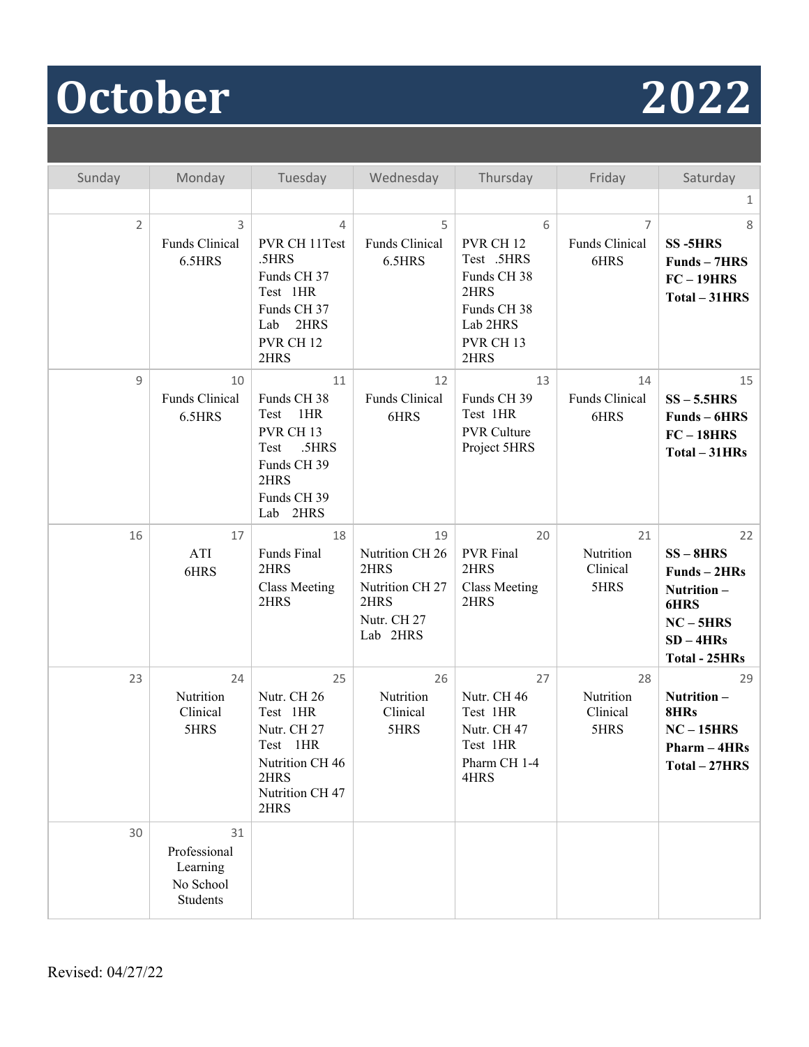# October 2022

| Sunday | Monday | Tuesday | Wednesday | Thursday | Friday | Saturday |
|---|---|---|---|---|---|---|
| | | | | | | 1 |
| 2 | 3<br>Funds Clinical 6.5HRS | 4<br>PVR CH 11Test .5HRS<br>Funds CH 37 Test 1HR<br>Funds CH 37 Lab 2HRS<br>PVR CH 12 2HRS | 5<br>Funds Clinical 6.5HRS | 6<br>PVR CH 12 Test .5HRS<br>Funds CH 38 2HRS<br>Funds CH 38 Lab 2HRS<br>PVR CH 13 2HRS | 7<br>Funds Clinical 6HRS | 8<br>**SS -5HRS**<br>**Funds – 7HRS**<br>**FC – 19HRS**<br>**Total – 31HRS** |
| 9 | 10<br>Funds Clinical 6.5HRS | 11<br>Funds CH 38 Test 1HR<br>PVR CH 13 Test .5HRS<br>Funds CH 39 2HRS<br>Funds CH 39 Lab 2HRS | 12<br>Funds Clinical 6HRS | 13<br>Funds CH 39 Test 1HR<br>PVR Culture Project 5HRS | 14<br>Funds Clinical 6HRS | 15<br>**SS – 5.5HRS**<br>**Funds – 6HRS**<br>**FC – 18HRS**<br>**Total – 31HRs** |
| 16 | 17<br>ATI 6HRS | 18<br>Funds Final 2HRS<br>Class Meeting 2HRS | 19<br>Nutrition CH 26 2HRS<br>Nutrition CH 27 2HRS<br>Nutr. CH 27 Lab 2HRS | 20<br>PVR Final 2HRS<br>Class Meeting 2HRS | 21<br>Nutrition Clinical 5HRS | 22<br>**SS – 8HRS**<br>**Funds – 2HRs**<br>**Nutrition – 6HRS**<br>**NC – 5HRS**<br>**SD – 4HRs**<br>**Total - 25HRs** |
| 23 | 24<br>Nutrition Clinical 5HRS | 25<br>Nutr. CH 26 Test 1HR<br>Nutr. CH 27 Test 1HR<br>Nutrition CH 46 2HRS<br>Nutrition CH 47 2HRS | 26<br>Nutrition Clinical 5HRS | 27<br>Nutr. CH 46 Test 1HR<br>Nutr. CH 47 Test 1HR<br>Pharm CH 1-4 4HRS | 28<br>Nutrition Clinical 5HRS | 29<br>**Nutrition – 8HRs**<br>**NC – 15HRS**<br>**Pharm – 4HRs**<br>**Total – 27HRS** |
| 30 | 31<br>Professional Learning<br>No School Students | | | | | |

Revised: 04/27/22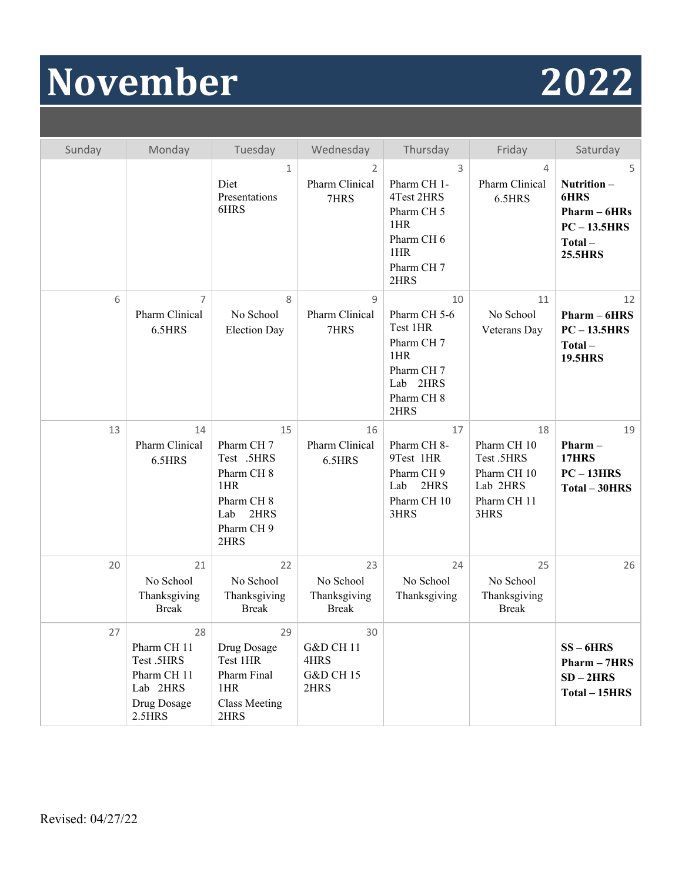# November 2022

| Sunday | Monday | Tuesday | Wednesday | Thursday | Friday | Saturday |
|---|---|---|---|---|---|---|
| | | 1 Diet Presentations 6HRS | 2 Pharm Clinical 7HRS | 3 Pharm CH 1-4Test 2HRS Pharm CH 5 1HR Pharm CH 6 1HR Pharm CH 7 2HRS | 4 Pharm Clinical 6.5HRS | 5 **Nutrition – 6HRS** **Pharm – 6HRs** **PC – 13.5HRS** **Total – 25.5HRS** |
| 6 | 7 Pharm Clinical 6.5HRS | 8 No School Election Day | 9 Pharm Clinical 7HRS | 10 Pharm CH 5-6 Test 1HR Pharm CH 7 1HR Pharm CH 7 Lab 2HRS Pharm CH 8 2HRS | 11 No School Veterans Day | 12 **Pharm – 6HRS** **PC – 13.5HRS** **Total – 19.5HRS** |
| 13 | 14 Pharm Clinical 6.5HRS | 15 Pharm CH 7 Test .5HRS Pharm CH 8 1HR Pharm CH 8 Lab 2HRS Pharm CH 9 2HRS | 16 Pharm Clinical 6.5HRS | 17 Pharm CH 8-9Test 1HR Pharm CH 9 Lab 2HRS Pharm CH 10 3HRS | 18 Pharm CH 10 Test .5HRS Pharm CH 10 Lab 2HRS Pharm CH 11 3HRS | 19 **Pharm – 17HRS** **PC – 13HRS** **Total – 30HRS** |
| 20 | 21 No School Thanksgiving Break | 22 No School Thanksgiving Break | 23 No School Thanksgiving Break | 24 No School Thanksgiving | 25 No School Thanksgiving Break | 26 |
| 27 | 28 Pharm CH 11 Test .5HRS Pharm CH 11 Lab 2HRS Drug Dosage 2.5HRS | 29 Drug Dosage Test 1HR Pharm Final 1HR Class Meeting 2HRS | 30 G&D CH 11 4HRS G&D CH 15 2HRS | | | **SS – 6HRS** **Pharm – 7HRS** **SD – 2HRS** **Total – 15HRS** |

Revised: 04/27/22